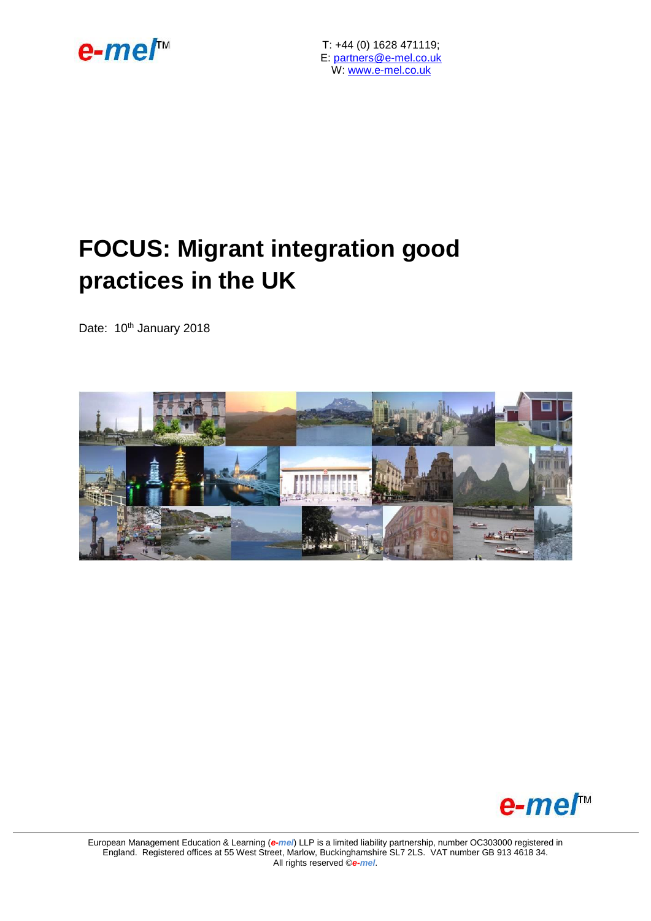e-mel™

T: +44 (0) 1628 471119;
E: partners@e-mel.co.uk
W: www.e-mel.co.uk

# FOCUS: Migrant integration good practices in the UK

Date: 10th January 2018

e-mel™

European Management Education & Learning (e-mel) LLP is a limited liability partnership, number OC303000 registered in England. Registered offices at 55 West Street, Marlow, Buckinghamshire SL7 2LS. VAT number GB 913 4618 34.
All rights reserved ©e-mel.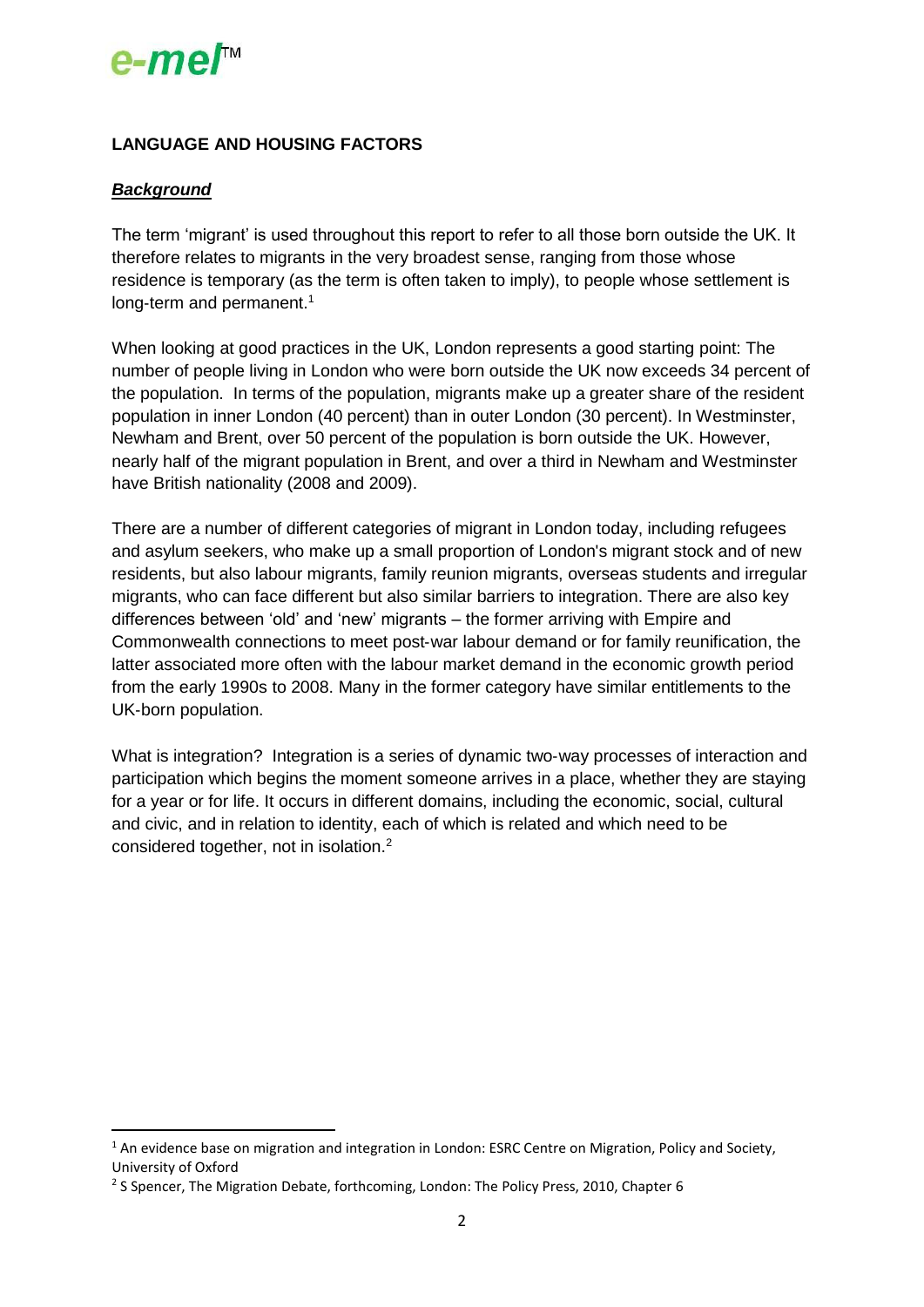## LANGUAGE AND HOUSING FACTORS

***Background***

The term 'migrant' is used throughout this report to refer to all those born outside the UK. It therefore relates to migrants in the very broadest sense, ranging from those whose residence is temporary (as the term is often taken to imply), to people whose settlement is long-term and permanent.[1]

When looking at good practices in the UK, London represents a good starting point: The number of people living in London who were born outside the UK now exceeds 34 percent of the population. In terms of the population, migrants make up a greater share of the resident population in inner London (40 percent) than in outer London (30 percent). In Westminster, Newham and Brent, over 50 percent of the population is born outside the UK. However, nearly half of the migrant population in Brent, and over a third in Newham and Westminster have British nationality (2008 and 2009).

There are a number of different categories of migrant in London today, including refugees and asylum seekers, who make up a small proportion of London's migrant stock and of new residents, but also labour migrants, family reunion migrants, overseas students and irregular migrants, who can face different but also similar barriers to integration. There are also key differences between 'old' and 'new' migrants – the former arriving with Empire and Commonwealth connections to meet post-war labour demand or for family reunification, the latter associated more often with the labour market demand in the economic growth period from the early 1990s to 2008. Many in the former category have similar entitlements to the UK-born population.

What is integration? Integration is a series of dynamic two-way processes of interaction and participation which begins the moment someone arrives in a place, whether they are staying for a year or for life. It occurs in different domains, including the economic, social, cultural and civic, and in relation to identity, each of which is related and which need to be considered together, not in isolation.[2]

---

[1] An evidence base on migration and integration in London: ESRC Centre on Migration, Policy and Society, University of Oxford

[2] S Spencer, The Migration Debate, forthcoming, London: The Policy Press, 2010, Chapter 6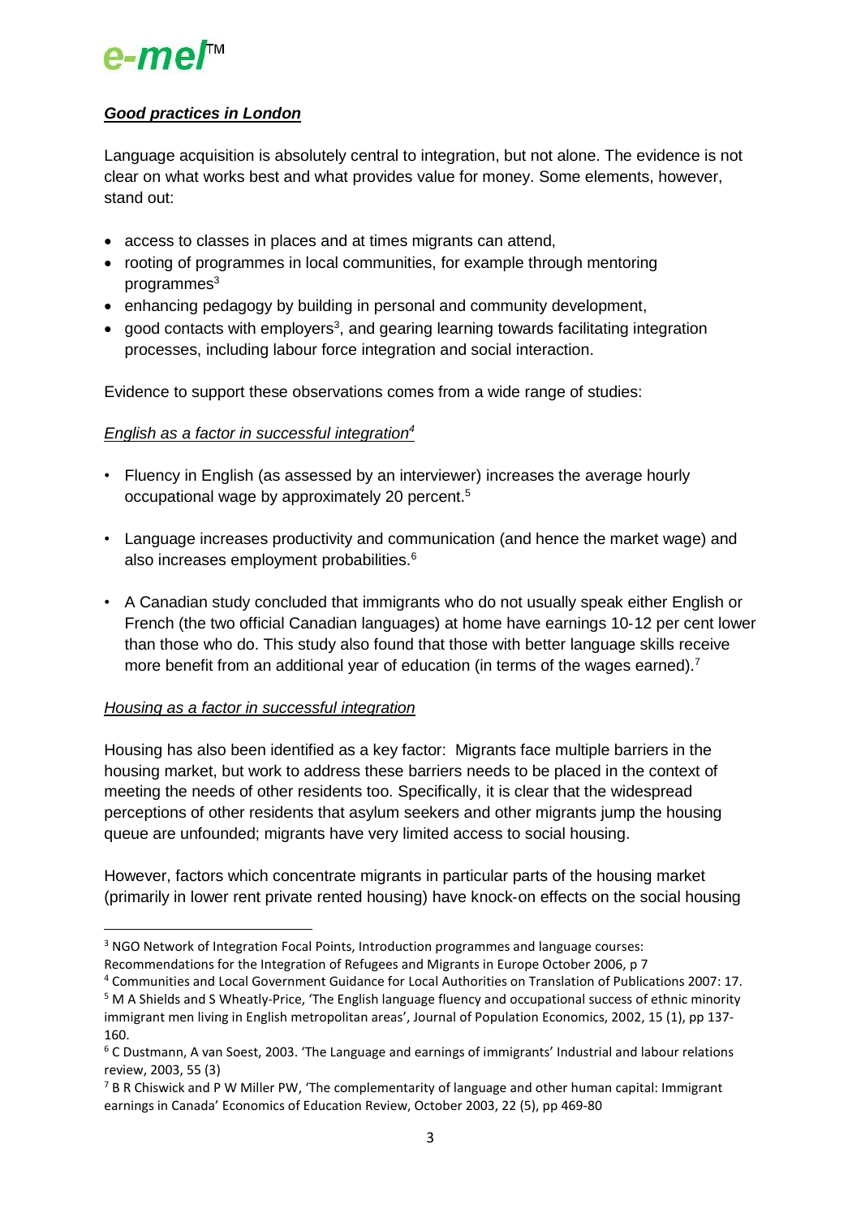***Good practices in London***

Language acquisition is absolutely central to integration, but not alone. The evidence is not clear on what works best and what provides value for money. Some elements, however, stand out:

- access to classes in places and at times migrants can attend,
- rooting of programmes in local communities, for example through mentoring programmes[3]
- enhancing pedagogy by building in personal and community development,
- good contacts with employers[3], and gearing learning towards facilitating integration processes, including labour force integration and social interaction.

Evidence to support these observations comes from a wide range of studies:

*English as a factor in successful integration[4]*

- Fluency in English (as assessed by an interviewer) increases the average hourly occupational wage by approximately 20 percent.[5]
- Language increases productivity and communication (and hence the market wage) and also increases employment probabilities.[6]
- A Canadian study concluded that immigrants who do not usually speak either English or French (the two official Canadian languages) at home have earnings 10-12 per cent lower than those who do. This study also found that those with better language skills receive more benefit from an additional year of education (in terms of the wages earned).[7]

*Housing as a factor in successful integration*

Housing has also been identified as a key factor: Migrants face multiple barriers in the housing market, but work to address these barriers needs to be placed in the context of meeting the needs of other residents too. Specifically, it is clear that the widespread perceptions of other residents that asylum seekers and other migrants jump the housing queue are unfounded; migrants have very limited access to social housing.

However, factors which concentrate migrants in particular parts of the housing market (primarily in lower rent private rented housing) have knock-on effects on the social housing

---

[3] NGO Network of Integration Focal Points, Introduction programmes and language courses: Recommendations for the Integration of Refugees and Migrants in Europe October 2006, p 7

[4] Communities and Local Government Guidance for Local Authorities on Translation of Publications 2007: 17.

[5] M A Shields and S Wheatly-Price, 'The English language fluency and occupational success of ethnic minority immigrant men living in English metropolitan areas', Journal of Population Economics, 2002, 15 (1), pp 137-160.

[6] C Dustmann, A van Soest, 2003. 'The Language and earnings of immigrants' Industrial and labour relations review, 2003, 55 (3)

[7] B R Chiswick and P W Miller PW, 'The complementarity of language and other human capital: Immigrant earnings in Canada' Economics of Education Review, October 2003, 22 (5), pp 469-80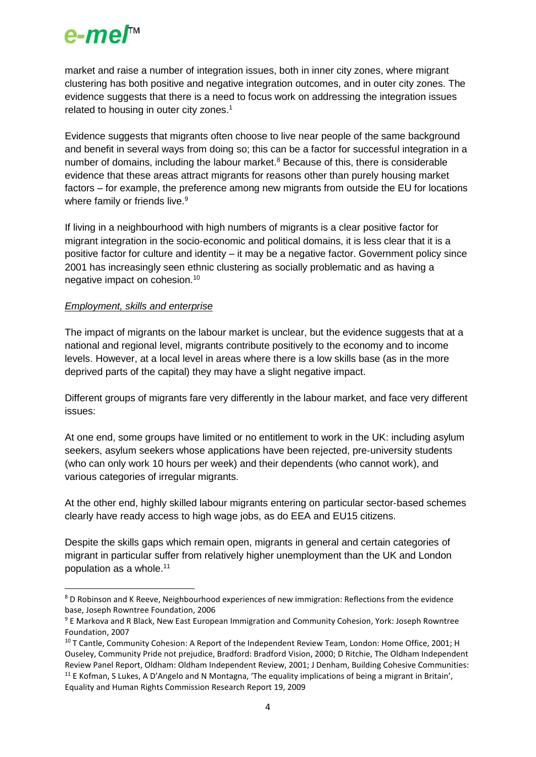market and raise a number of integration issues, both in inner city zones, where migrant clustering has both positive and negative integration outcomes, and in outer city zones. The evidence suggests that there is a need to focus work on addressing the integration issues related to housing in outer city zones.[1]

Evidence suggests that migrants often choose to live near people of the same background and benefit in several ways from doing so; this can be a factor for successful integration in a number of domains, including the labour market.[8] Because of this, there is considerable evidence that these areas attract migrants for reasons other than purely housing market factors – for example, the preference among new migrants from outside the EU for locations where family or friends live.[9]

If living in a neighbourhood with high numbers of migrants is a clear positive factor for migrant integration in the socio-economic and political domains, it is less clear that it is a positive factor for culture and identity – it may be a negative factor. Government policy since 2001 has increasingly seen ethnic clustering as socially problematic and as having a negative impact on cohesion.[10]

*Employment, skills and enterprise*

The impact of migrants on the labour market is unclear, but the evidence suggests that at a national and regional level, migrants contribute positively to the economy and to income levels. However, at a local level in areas where there is a low skills base (as in the more deprived parts of the capital) they may have a slight negative impact.

Different groups of migrants fare very differently in the labour market, and face very different issues:

At one end, some groups have limited or no entitlement to work in the UK: including asylum seekers, asylum seekers whose applications have been rejected, pre-university students (who can only work 10 hours per week) and their dependents (who cannot work), and various categories of irregular migrants.

At the other end, highly skilled labour migrants entering on particular sector-based schemes clearly have ready access to high wage jobs, as do EEA and EU15 citizens.

Despite the skills gaps which remain open, migrants in general and certain categories of migrant in particular suffer from relatively higher unemployment than the UK and London population as a whole.[11]

---

[8] D Robinson and K Reeve, Neighbourhood experiences of new immigration: Reflections from the evidence base, Joseph Rowntree Foundation, 2006

[9] E Markova and R Black, New East European Immigration and Community Cohesion, York: Joseph Rowntree Foundation, 2007

[10] T Cantle, Community Cohesion: A Report of the Independent Review Team, London: Home Office, 2001; H Ouseley, Community Pride not prejudice, Bradford: Bradford Vision, 2000; D Ritchie, The Oldham Independent Review Panel Report, Oldham: Oldham Independent Review, 2001; J Denham, Building Cohesive Communities:

[11] E Kofman, S Lukes, A D'Angelo and N Montagna, 'The equality implications of being a migrant in Britain', Equality and Human Rights Commission Research Report 19, 2009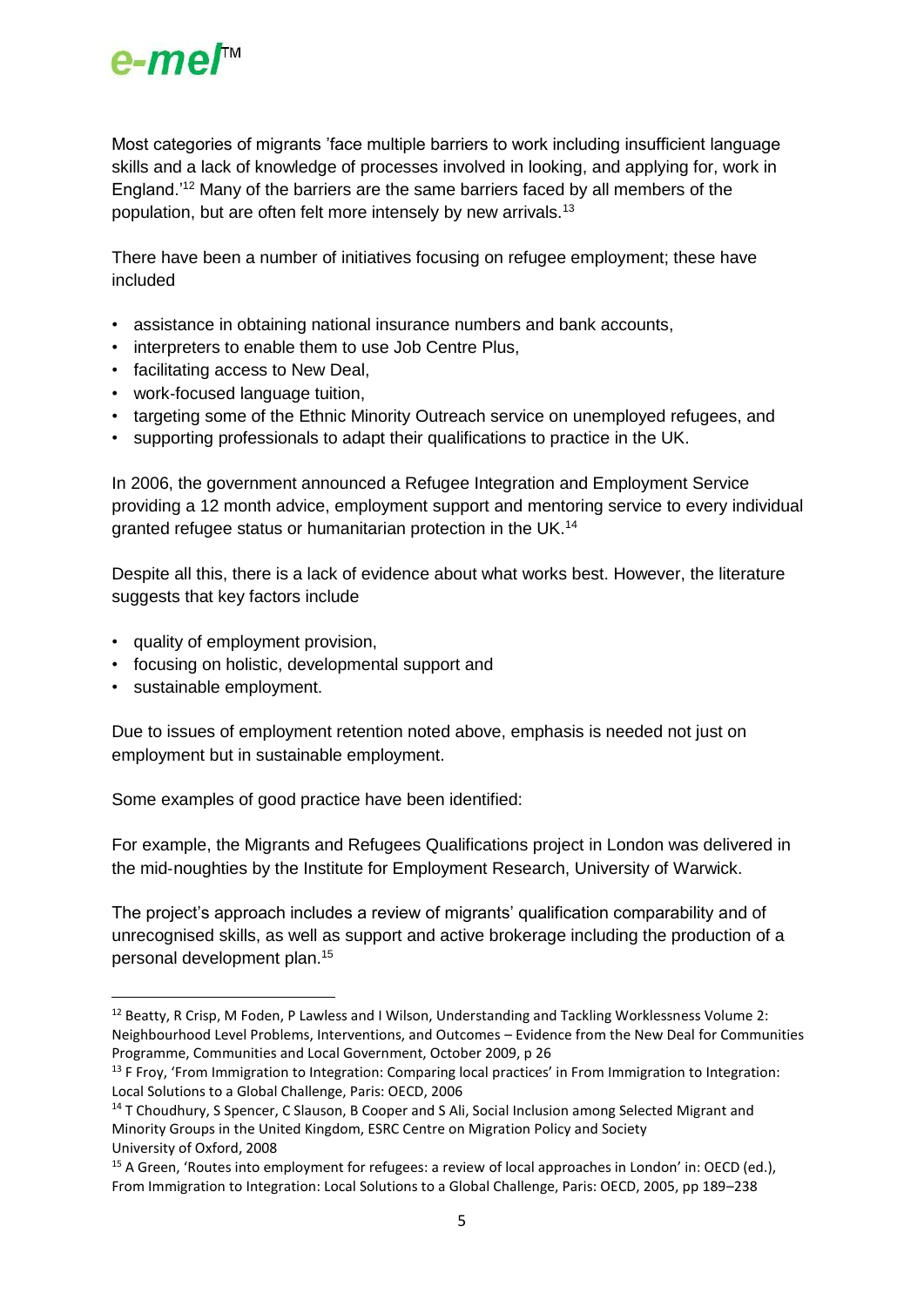Most categories of migrants 'face multiple barriers to work including insufficient language skills and a lack of knowledge of processes involved in looking, and applying for, work in England.'[12] Many of the barriers are the same barriers faced by all members of the population, but are often felt more intensely by new arrivals.[13]

There have been a number of initiatives focusing on refugee employment; these have included

- assistance in obtaining national insurance numbers and bank accounts,
- interpreters to enable them to use Job Centre Plus,
- facilitating access to New Deal,
- work-focused language tuition,
- targeting some of the Ethnic Minority Outreach service on unemployed refugees, and
- supporting professionals to adapt their qualifications to practice in the UK.

In 2006, the government announced a Refugee Integration and Employment Service providing a 12 month advice, employment support and mentoring service to every individual granted refugee status or humanitarian protection in the UK.[14]

Despite all this, there is a lack of evidence about what works best. However, the literature suggests that key factors include

- quality of employment provision,
- focusing on holistic, developmental support and
- sustainable employment.

Due to issues of employment retention noted above, emphasis is needed not just on employment but in sustainable employment.

Some examples of good practice have been identified:

For example, the Migrants and Refugees Qualifications project in London was delivered in the mid-noughties by the Institute for Employment Research, University of Warwick.

The project's approach includes a review of migrants' qualification comparability and of unrecognised skills, as well as support and active brokerage including the production of a personal development plan.[15]

---

[12] Beatty, R Crisp, M Foden, P Lawless and I Wilson, Understanding and Tackling Worklessness Volume 2: Neighbourhood Level Problems, Interventions, and Outcomes – Evidence from the New Deal for Communities Programme, Communities and Local Government, October 2009, p 26

[13] F Froy, 'From Immigration to Integration: Comparing local practices' in From Immigration to Integration: Local Solutions to a Global Challenge, Paris: OECD, 2006

[14] T Choudhury, S Spencer, C Slauson, B Cooper and S Ali, Social Inclusion among Selected Migrant and Minority Groups in the United Kingdom, ESRC Centre on Migration Policy and Society University of Oxford, 2008

[15] A Green, 'Routes into employment for refugees: a review of local approaches in London' in: OECD (ed.), From Immigration to Integration: Local Solutions to a Global Challenge, Paris: OECD, 2005, pp 189–238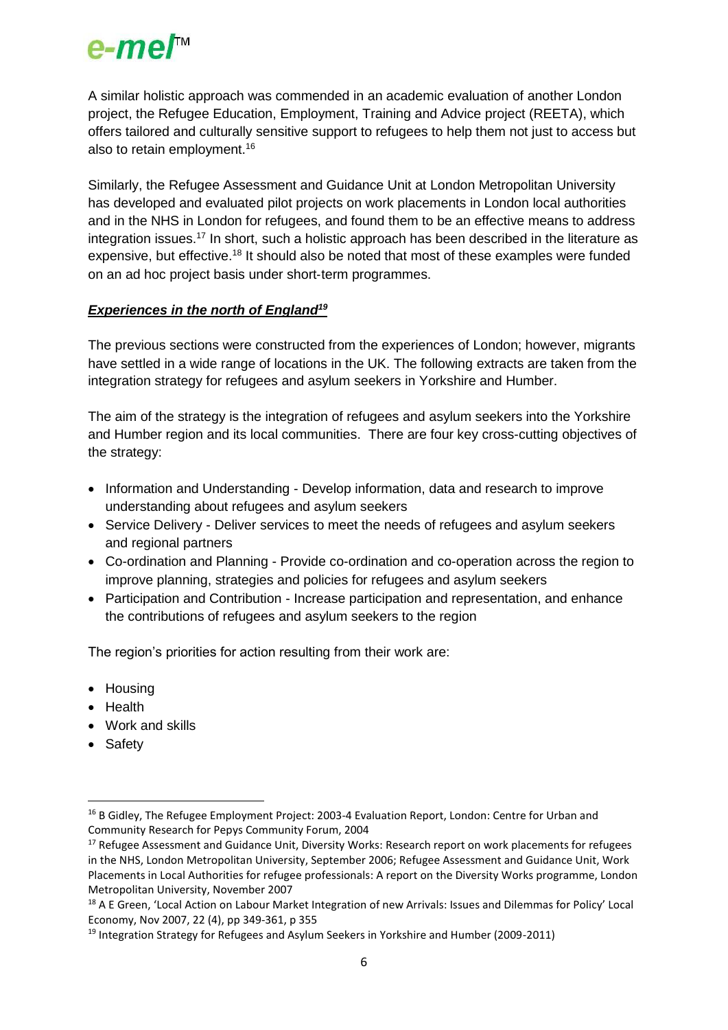A similar holistic approach was commended in an academic evaluation of another London project, the Refugee Education, Employment, Training and Advice project (REETA), which offers tailored and culturally sensitive support to refugees to help them not just to access but also to retain employment.[16]

Similarly, the Refugee Assessment and Guidance Unit at London Metropolitan University has developed and evaluated pilot projects on work placements in London local authorities and in the NHS in London for refugees, and found them to be an effective means to address integration issues.[17] In short, such a holistic approach has been described in the literature as expensive, but effective.[18] It should also be noted that most of these examples were funded on an ad hoc project basis under short-term programmes.

***Experiences in the north of England[19]***

The previous sections were constructed from the experiences of London; however, migrants have settled in a wide range of locations in the UK. The following extracts are taken from the integration strategy for refugees and asylum seekers in Yorkshire and Humber.

The aim of the strategy is the integration of refugees and asylum seekers into the Yorkshire and Humber region and its local communities. There are four key cross-cutting objectives of the strategy:

- Information and Understanding - Develop information, data and research to improve understanding about refugees and asylum seekers
- Service Delivery - Deliver services to meet the needs of refugees and asylum seekers and regional partners
- Co-ordination and Planning - Provide co-ordination and co-operation across the region to improve planning, strategies and policies for refugees and asylum seekers
- Participation and Contribution - Increase participation and representation, and enhance the contributions of refugees and asylum seekers to the region

The region's priorities for action resulting from their work are:

- Housing
- Health
- Work and skills
- Safety

---

[16] B Gidley, The Refugee Employment Project: 2003-4 Evaluation Report, London: Centre for Urban and Community Research for Pepys Community Forum, 2004

[17] Refugee Assessment and Guidance Unit, Diversity Works: Research report on work placements for refugees in the NHS, London Metropolitan University, September 2006; Refugee Assessment and Guidance Unit, Work Placements in Local Authorities for refugee professionals: A report on the Diversity Works programme, London Metropolitan University, November 2007

[18] A E Green, 'Local Action on Labour Market Integration of new Arrivals: Issues and Dilemmas for Policy' Local Economy, Nov 2007, 22 (4), pp 349-361, p 355

[19] Integration Strategy for Refugees and Asylum Seekers in Yorkshire and Humber (2009-2011)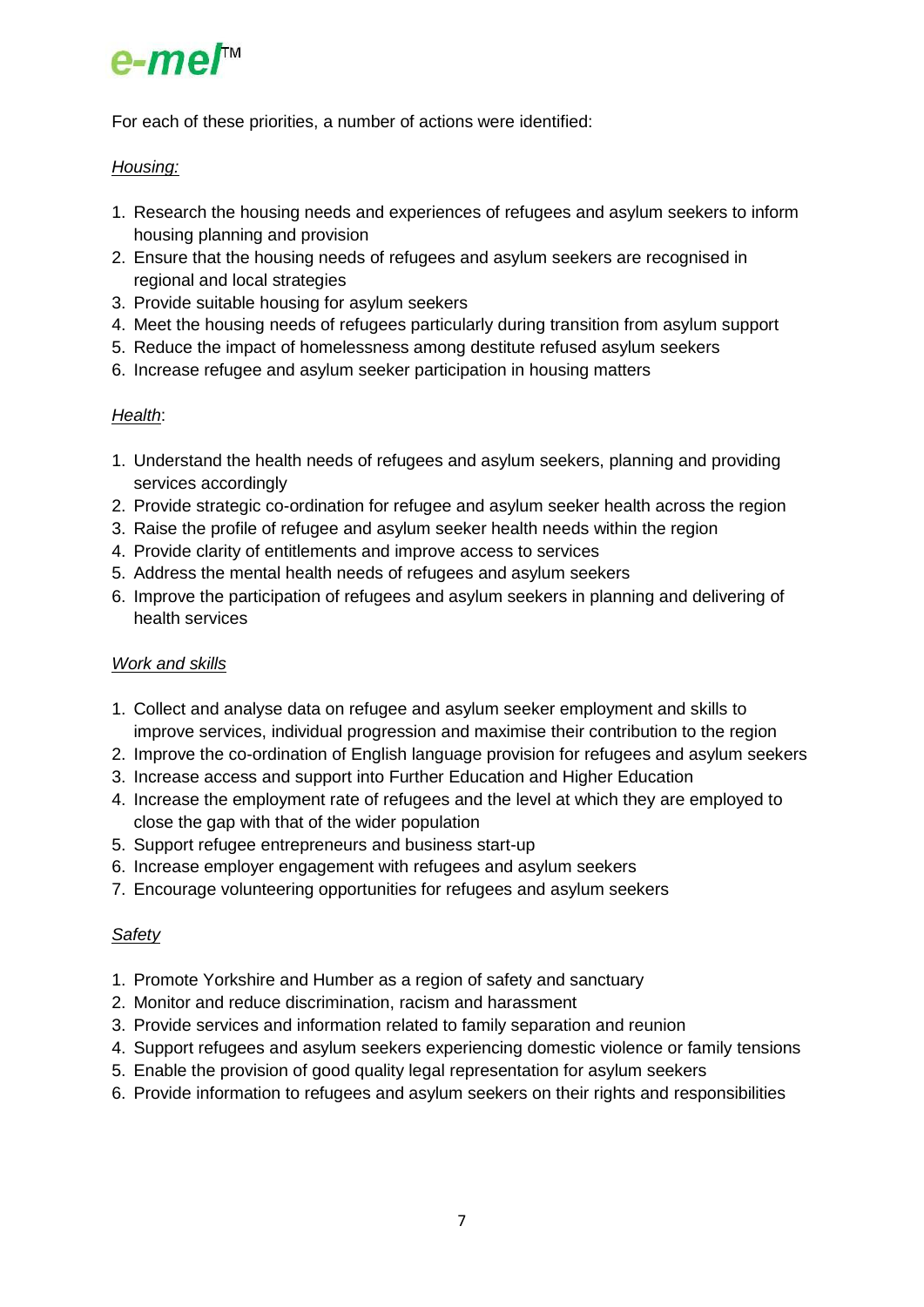For each of these priorities, a number of actions were identified:

*Housing:*

1. Research the housing needs and experiences of refugees and asylum seekers to inform housing planning and provision
2. Ensure that the housing needs of refugees and asylum seekers are recognised in regional and local strategies
3. Provide suitable housing for asylum seekers
4. Meet the housing needs of refugees particularly during transition from asylum support
5. Reduce the impact of homelessness among destitute refused asylum seekers
6. Increase refugee and asylum seeker participation in housing matters

*Health*:

1. Understand the health needs of refugees and asylum seekers, planning and providing services accordingly
2. Provide strategic co-ordination for refugee and asylum seeker health across the region
3. Raise the profile of refugee and asylum seeker health needs within the region
4. Provide clarity of entitlements and improve access to services
5. Address the mental health needs of refugees and asylum seekers
6. Improve the participation of refugees and asylum seekers in planning and delivering of health services

*Work and skills*

1. Collect and analyse data on refugee and asylum seeker employment and skills to improve services, individual progression and maximise their contribution to the region
2. Improve the co-ordination of English language provision for refugees and asylum seekers
3. Increase access and support into Further Education and Higher Education
4. Increase the employment rate of refugees and the level at which they are employed to close the gap with that of the wider population
5. Support refugee entrepreneurs and business start-up
6. Increase employer engagement with refugees and asylum seekers
7. Encourage volunteering opportunities for refugees and asylum seekers

*Safety*

1. Promote Yorkshire and Humber as a region of safety and sanctuary
2. Monitor and reduce discrimination, racism and harassment
3. Provide services and information related to family separation and reunion
4. Support refugees and asylum seekers experiencing domestic violence or family tensions
5. Enable the provision of good quality legal representation for asylum seekers
6. Provide information to refugees and asylum seekers on their rights and responsibilities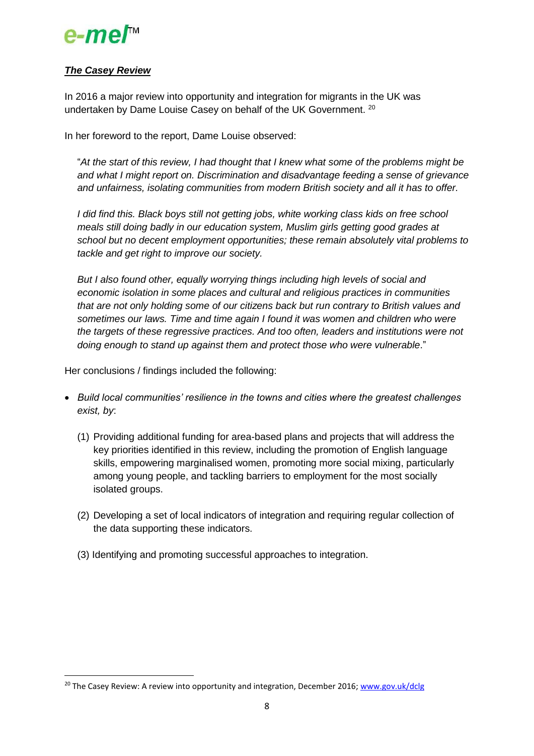***The Casey Review***

In 2016 a major review into opportunity and integration for migrants in the UK was undertaken by Dame Louise Casey on behalf of the UK Government. [20]

In her foreword to the report, Dame Louise observed:

> "*At the start of this review, I had thought that I knew what some of the problems might be and what I might report on. Discrimination and disadvantage feeding a sense of grievance and unfairness, isolating communities from modern British society and all it has to offer.*
>
> *I did find this. Black boys still not getting jobs, white working class kids on free school meals still doing badly in our education system, Muslim girls getting good grades at school but no decent employment opportunities; these remain absolutely vital problems to tackle and get right to improve our society.*
>
> *But I also found other, equally worrying things including high levels of social and economic isolation in some places and cultural and religious practices in communities that are not only holding some of our citizens back but run contrary to British values and sometimes our laws. Time and time again I found it was women and children who were the targets of these regressive practices. And too often, leaders and institutions were not doing enough to stand up against them and protect those who were vulnerable*."

Her conclusions / findings included the following:

- *Build local communities' resilience in the towns and cities where the greatest challenges exist, by*:
  (1) Providing additional funding for area-based plans and projects that will address the key priorities identified in this review, including the promotion of English language skills, empowering marginalised women, promoting more social mixing, particularly among young people, and tackling barriers to employment for the most socially isolated groups.

  (2) Developing a set of local indicators of integration and requiring regular collection of the data supporting these indicators.

  (3) Identifying and promoting successful approaches to integration.

[20] The Casey Review: A review into opportunity and integration, December 2016; www.gov.uk/dclg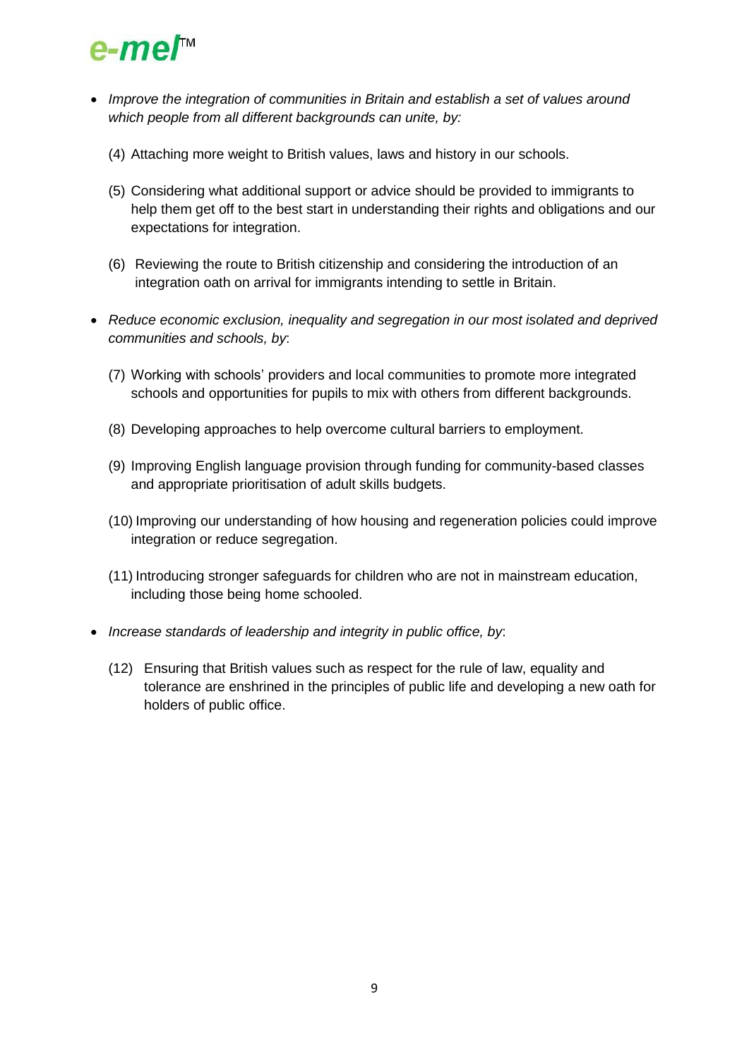- *Improve the integration of communities in Britain and establish a set of values around which people from all different backgrounds can unite, by:*

  (4) Attaching more weight to British values, laws and history in our schools.

  (5) Considering what additional support or advice should be provided to immigrants to help them get off to the best start in understanding their rights and obligations and our expectations for integration.

  (6) Reviewing the route to British citizenship and considering the introduction of an integration oath on arrival for immigrants intending to settle in Britain.

- *Reduce economic exclusion, inequality and segregation in our most isolated and deprived communities and schools, by*:

  (7) Working with schools' providers and local communities to promote more integrated schools and opportunities for pupils to mix with others from different backgrounds.

  (8) Developing approaches to help overcome cultural barriers to employment.

  (9) Improving English language provision through funding for community-based classes and appropriate prioritisation of adult skills budgets.

  (10) Improving our understanding of how housing and regeneration policies could improve integration or reduce segregation.

  (11) Introducing stronger safeguards for children who are not in mainstream education, including those being home schooled.

- *Increase standards of leadership and integrity in public office, by*:

  (12) Ensuring that British values such as respect for the rule of law, equality and tolerance are enshrined in the principles of public life and developing a new oath for holders of public office.